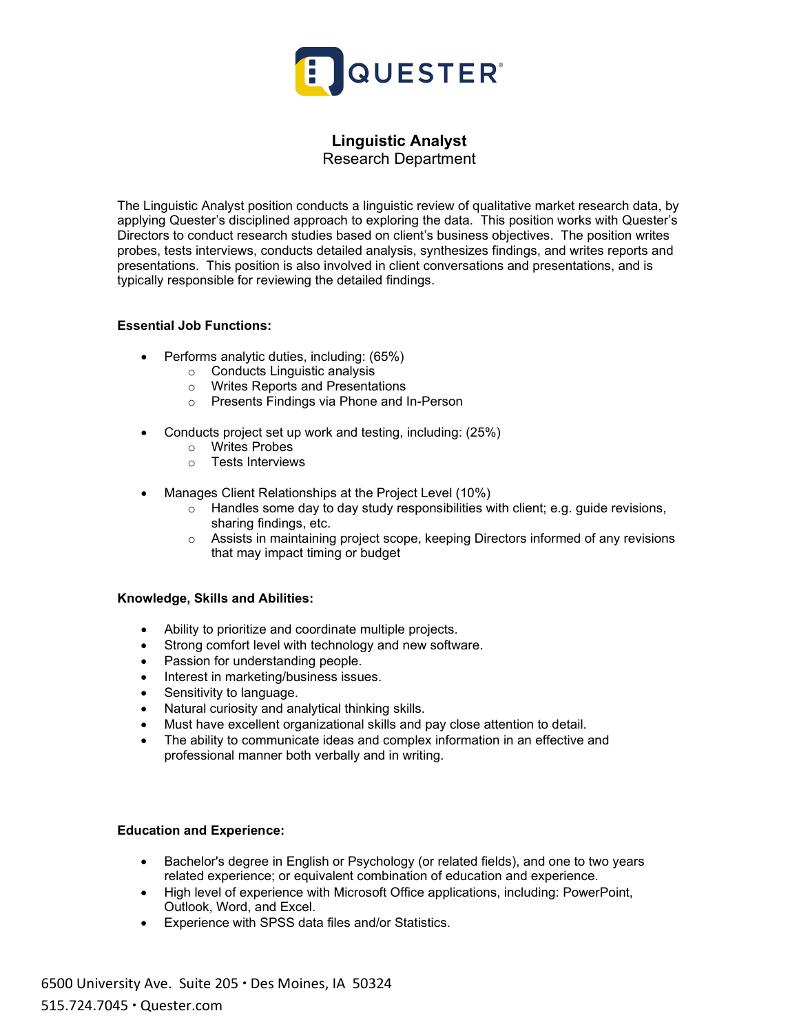# Linguistic Analyst

Research Department

The Linguistic Analyst position conducts a linguistic review of qualitative market research data, by applying Quester's disciplined approach to exploring the data. This position works with Quester's Directors to conduct research studies based on client's business objectives. The position writes probes, tests interviews, conducts detailed analysis, synthesizes findings, and writes reports and presentations. This position is also involved in client conversations and presentations, and is typically responsible for reviewing the detailed findings.

**Essential Job Functions:**

- Performs analytic duties, including: (65%)
  - Conducts Linguistic analysis
  - Writes Reports and Presentations
  - Presents Findings via Phone and In-Person
- Conducts project set up work and testing, including: (25%)
  - Writes Probes
  - Tests Interviews
- Manages Client Relationships at the Project Level (10%)
  - Handles some day to day study responsibilities with client; e.g. guide revisions, sharing findings, etc.
  - Assists in maintaining project scope, keeping Directors informed of any revisions that may impact timing or budget

**Knowledge, Skills and Abilities:**

- Ability to prioritize and coordinate multiple projects.
- Strong comfort level with technology and new software.
- Passion for understanding people.
- Interest in marketing/business issues.
- Sensitivity to language.
- Natural curiosity and analytical thinking skills.
- Must have excellent organizational skills and pay close attention to detail.
- The ability to communicate ideas and complex information in an effective and professional manner both verbally and in writing.

**Education and Experience:**

- Bachelor's degree in English or Psychology (or related fields), and one to two years related experience; or equivalent combination of education and experience.
- High level of experience with Microsoft Office applications, including: PowerPoint, Outlook, Word, and Excel.
- Experience with SPSS data files and/or Statistics.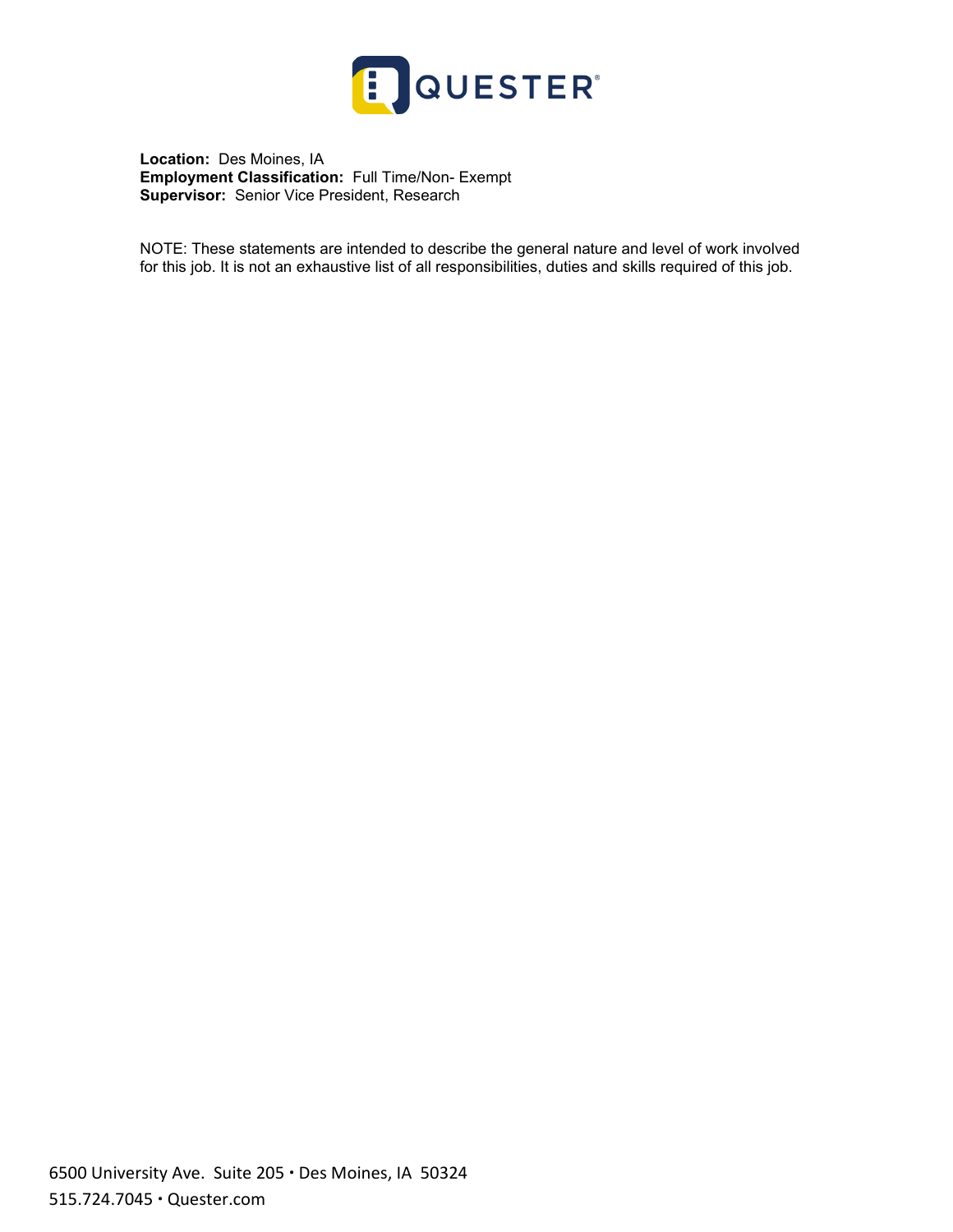**Location:** Des Moines, IA
**Employment Classification:** Full Time/Non- Exempt
**Supervisor:** Senior Vice President, Research

NOTE: These statements are intended to describe the general nature and level of work involved for this job. It is not an exhaustive list of all responsibilities, duties and skills required of this job.